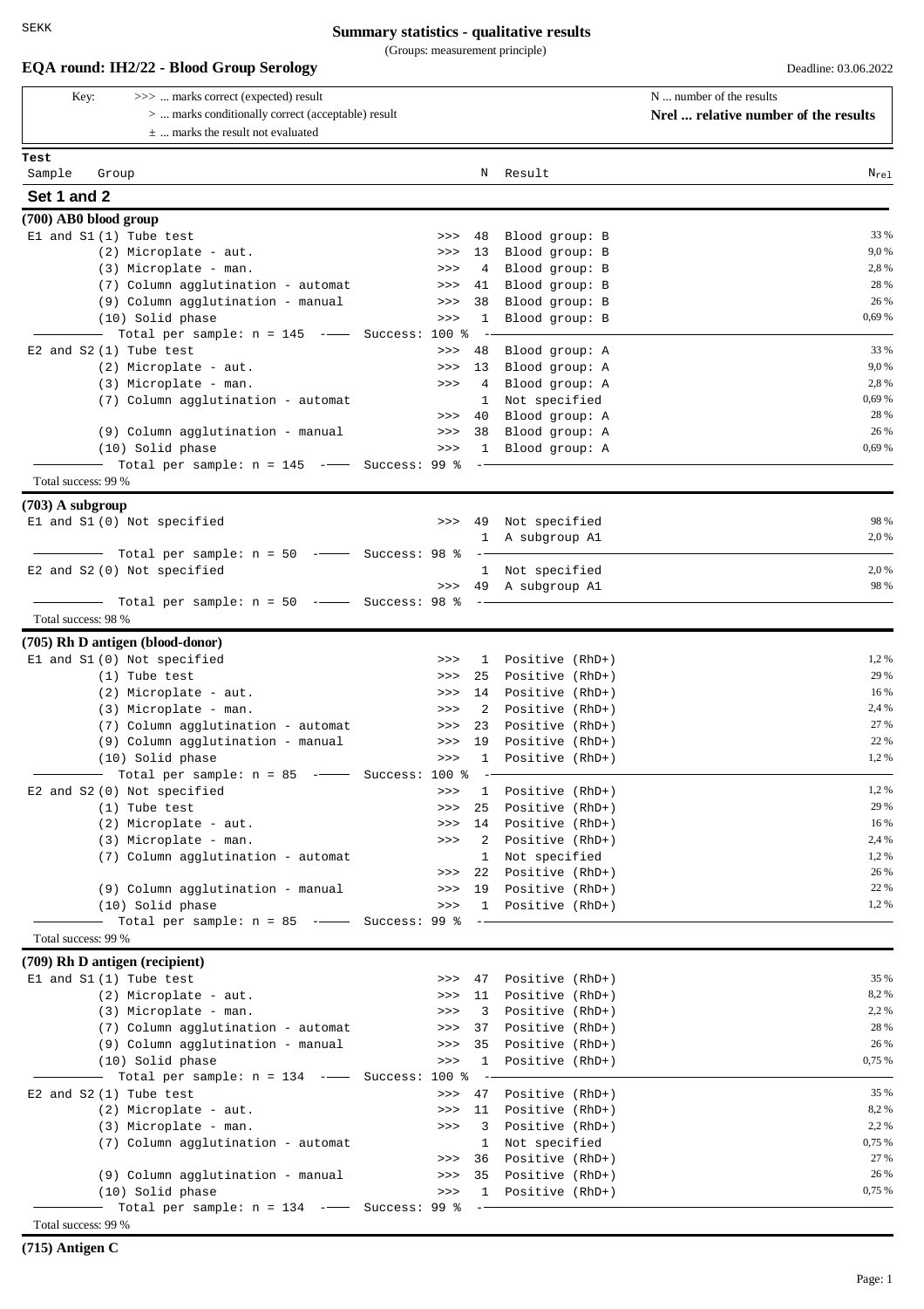SEKK

# Summary statistics - qualitative results

(Groups: measurement principle)

## EQA round: IH2/22 - Blood Group Serology

Deadline: 03.06.2022

Key:
- >>> ... marks correct (expected) result
- > ... marks conditionally correct (acceptable) result
- ± ... marks the result not evaluated

N ... number of the results
**Nrel ... relative number of the results**

### Set 1 and 2

#### (700) AB0 blood group

| Sample | Group | | N | Result | $N_{rel}$ |
|---|---|---|---|---|---|
| E1 and S1 | (1) Tube test | >>> | 48 | Blood group: B | 33 % |
| | (2) Microplate - aut. | >>> | 13 | Blood group: B | 9,0 % |
| | (3) Microplate - man. | >>> | 4 | Blood group: B | 2,8 % |
| | (7) Column agglutination - automat | >>> | 41 | Blood group: B | 28 % |
| | (9) Column agglutination - manual | >>> | 38 | Blood group: B | 26 % |
| | (10) Solid phase | >>> | 1 | Blood group: B | 0,69 % |
| | Total per sample: n = 145 — Success: 100 % | | | | |
| E2 and S2 | (1) Tube test | >>> | 48 | Blood group: A | 33 % |
| | (2) Microplate - aut. | >>> | 13 | Blood group: A | 9,0 % |
| | (3) Microplate - man. | >>> | 4 | Blood group: A | 2,8 % |
| | (7) Column agglutination - automat | | 1 | Not specified | 0,69 % |
| | | >>> | 40 | Blood group: A | 28 % |
| | (9) Column agglutination - manual | >>> | 38 | Blood group: A | 26 % |
| | (10) Solid phase | >>> | 1 | Blood group: A | 0,69 % |
| | Total per sample: n = 145 — Success: 99 % | | | | |

Total success: 99 %

#### (703) A subgroup

| Sample | Group | | N | Result | $N_{rel}$ |
|---|---|---|---|---|---|
| E1 and S1 | (0) Not specified | >>> | 49 | Not specified | 98 % |
| | | | 1 | A subgroup A1 | 2,0 % |
| | Total per sample: n = 50 — Success: 98 % | | | | |
| E2 and S2 | (0) Not specified | | 1 | Not specified | 2,0 % |
| | | >>> | 49 | A subgroup A1 | 98 % |
| | Total per sample: n = 50 — Success: 98 % | | | | |

Total success: 98 %

#### (705) Rh D antigen (blood-donor)

| Sample | Group | | N | Result | $N_{rel}$ |
|---|---|---|---|---|---|
| E1 and S1 | (0) Not specified | >>> | 1 | Positive (RhD+) | 1,2 % |
| | (1) Tube test | >>> | 25 | Positive (RhD+) | 29 % |
| | (2) Microplate - aut. | >>> | 14 | Positive (RhD+) | 16 % |
| | (3) Microplate - man. | >>> | 2 | Positive (RhD+) | 2,4 % |
| | (7) Column agglutination - automat | >>> | 23 | Positive (RhD+) | 27 % |
| | (9) Column agglutination - manual | >>> | 19 | Positive (RhD+) | 22 % |
| | (10) Solid phase | >>> | 1 | Positive (RhD+) | 1,2 % |
| | Total per sample: n = 85 — Success: 100 % | | | | |
| E2 and S2 | (0) Not specified | >>> | 1 | Positive (RhD+) | 1,2 % |
| | (1) Tube test | >>> | 25 | Positive (RhD+) | 29 % |
| | (2) Microplate - aut. | >>> | 14 | Positive (RhD+) | 16 % |
| | (3) Microplate - man. | >>> | 2 | Positive (RhD+) | 2,4 % |
| | (7) Column agglutination - automat | | 1 | Not specified | 1,2 % |
| | | >>> | 22 | Positive (RhD+) | 26 % |
| | (9) Column agglutination - manual | >>> | 19 | Positive (RhD+) | 22 % |
| | (10) Solid phase | >>> | 1 | Positive (RhD+) | 1,2 % |
| | Total per sample: n = 85 — Success: 99 % | | | | |

Total success: 99 %

#### (709) Rh D antigen (recipient)

| Sample | Group | | N | Result | $N_{rel}$ |
|---|---|---|---|---|---|
| E1 and S1 | (1) Tube test | >>> | 47 | Positive (RhD+) | 35 % |
| | (2) Microplate - aut. | >>> | 11 | Positive (RhD+) | 8,2 % |
| | (3) Microplate - man. | >>> | 3 | Positive (RhD+) | 2,2 % |
| | (7) Column agglutination - automat | >>> | 37 | Positive (RhD+) | 28 % |
| | (9) Column agglutination - manual | >>> | 35 | Positive (RhD+) | 26 % |
| | (10) Solid phase | >>> | 1 | Positive (RhD+) | 0,75 % |
| | Total per sample: n = 134 — Success: 100 % | | | | |
| E2 and S2 | (1) Tube test | >>> | 47 | Positive (RhD+) | 35 % |
| | (2) Microplate - aut. | >>> | 11 | Positive (RhD+) | 8,2 % |
| | (3) Microplate - man. | >>> | 3 | Positive (RhD+) | 2,2 % |
| | (7) Column agglutination - automat | | 1 | Not specified | 0,75 % |
| | | >>> | 36 | Positive (RhD+) | 27 % |
| | (9) Column agglutination - manual | >>> | 35 | Positive (RhD+) | 26 % |
| | (10) Solid phase | >>> | 1 | Positive (RhD+) | 0,75 % |
| | Total per sample: n = 134 — Success: 99 % | | | | |

Total success: 99 %

#### (715) Antigen C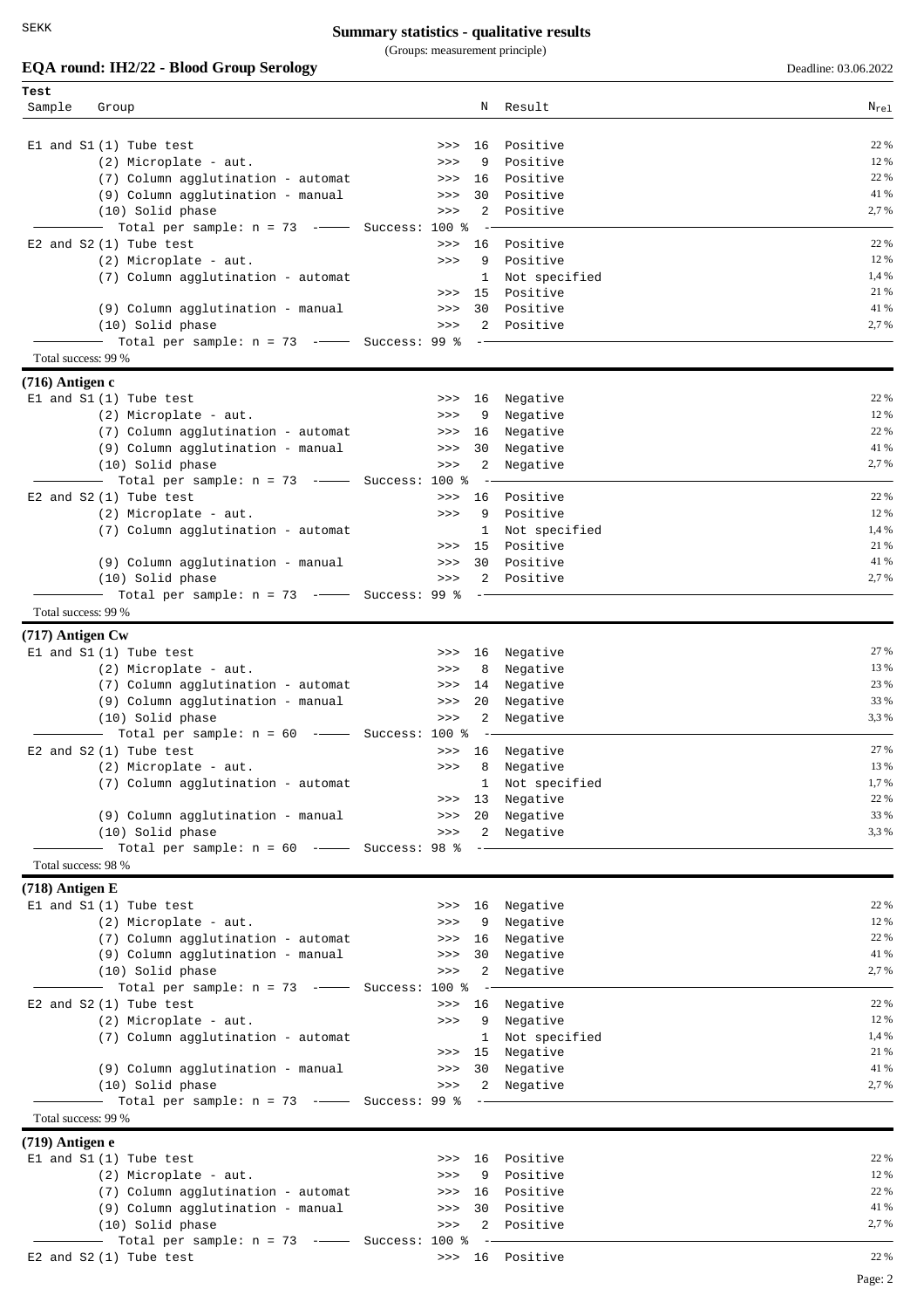## Summary statistics - qualitative results

(Groups: measurement principle)

**EQA round: IH2/22 - Blood Group Serology** — Deadline: 03.06.2022

| Test Sample | Group | | N | Result | $N_{rel}$ |
|---|---|---|---|---|---|
| E1 and S1 | (1) Tube test | >>> | 16 | Positive | 22 % |
| | (2) Microplate - aut. | >>> | 9 | Positive | 12 % |
| | (7) Column agglutination - automat | >>> | 16 | Positive | 22 % |
| | (9) Column agglutination - manual | >>> | 30 | Positive | 41 % |
| | (10) Solid phase | >>> | 2 | Positive | 2,7 % |
| | Total per sample: n = 73 — Success: 100 % | | | | |
| E2 and S2 | (1) Tube test | >>> | 16 | Positive | 22 % |
| | (2) Microplate - aut. | >>> | 9 | Positive | 12 % |
| | (7) Column agglutination - automat | | 1 | Not specified | 1,4 % |
| | | >>> | 15 | Positive | 21 % |
| | (9) Column agglutination - manual | >>> | 30 | Positive | 41 % |
| | (10) Solid phase | >>> | 2 | Positive | 2,7 % |
| | Total per sample: n = 73 — Success: 99 % | | | | |

Total success: 99 %

### (716) Antigen c

| Sample | Group | | N | Result | $N_{rel}$ |
|---|---|---|---|---|---|
| E1 and S1 | (1) Tube test | >>> | 16 | Negative | 22 % |
| | (2) Microplate - aut. | >>> | 9 | Negative | 12 % |
| | (7) Column agglutination - automat | >>> | 16 | Negative | 22 % |
| | (9) Column agglutination - manual | >>> | 30 | Negative | 41 % |
| | (10) Solid phase | >>> | 2 | Negative | 2,7 % |
| | Total per sample: n = 73 — Success: 100 % | | | | |
| E2 and S2 | (1) Tube test | >>> | 16 | Positive | 22 % |
| | (2) Microplate - aut. | >>> | 9 | Positive | 12 % |
| | (7) Column agglutination - automat | | 1 | Not specified | 1,4 % |
| | | >>> | 15 | Positive | 21 % |
| | (9) Column agglutination - manual | >>> | 30 | Positive | 41 % |
| | (10) Solid phase | >>> | 2 | Positive | 2,7 % |
| | Total per sample: n = 73 — Success: 99 % | | | | |

Total success: 99 %

### (717) Antigen Cw

| Sample | Group | | N | Result | $N_{rel}$ |
|---|---|---|---|---|---|
| E1 and S1 | (1) Tube test | >>> | 16 | Negative | 27 % |
| | (2) Microplate - aut. | >>> | 8 | Negative | 13 % |
| | (7) Column agglutination - automat | >>> | 14 | Negative | 23 % |
| | (9) Column agglutination - manual | >>> | 20 | Negative | 33 % |
| | (10) Solid phase | >>> | 2 | Negative | 3,3 % |
| | Total per sample: n = 60 — Success: 100 % | | | | |
| E2 and S2 | (1) Tube test | >>> | 16 | Negative | 27 % |
| | (2) Microplate - aut. | >>> | 8 | Negative | 13 % |
| | (7) Column agglutination - automat | | 1 | Not specified | 1,7 % |
| | | >>> | 13 | Negative | 22 % |
| | (9) Column agglutination - manual | >>> | 20 | Negative | 33 % |
| | (10) Solid phase | >>> | 2 | Negative | 3,3 % |
| | Total per sample: n = 60 — Success: 98 % | | | | |

Total success: 98 %

### (718) Antigen E

| Sample | Group | | N | Result | $N_{rel}$ |
|---|---|---|---|---|---|
| E1 and S1 | (1) Tube test | >>> | 16 | Negative | 22 % |
| | (2) Microplate - aut. | >>> | 9 | Negative | 12 % |
| | (7) Column agglutination - automat | >>> | 16 | Negative | 22 % |
| | (9) Column agglutination - manual | >>> | 30 | Negative | 41 % |
| | (10) Solid phase | >>> | 2 | Negative | 2,7 % |
| | Total per sample: n = 73 — Success: 100 % | | | | |
| E2 and S2 | (1) Tube test | >>> | 16 | Negative | 22 % |
| | (2) Microplate - aut. | >>> | 9 | Negative | 12 % |
| | (7) Column agglutination - automat | | 1 | Not specified | 1,4 % |
| | | >>> | 15 | Negative | 21 % |
| | (9) Column agglutination - manual | >>> | 30 | Negative | 41 % |
| | (10) Solid phase | >>> | 2 | Negative | 2,7 % |
| | Total per sample: n = 73 — Success: 99 % | | | | |

Total success: 99 %

### (719) Antigen e

| Sample | Group | | N | Result | $N_{rel}$ |
|---|---|---|---|---|---|
| E1 and S1 | (1) Tube test | >>> | 16 | Positive | 22 % |
| | (2) Microplate - aut. | >>> | 9 | Positive | 12 % |
| | (7) Column agglutination - automat | >>> | 16 | Positive | 22 % |
| | (9) Column agglutination - manual | >>> | 30 | Positive | 41 % |
| | (10) Solid phase | >>> | 2 | Positive | 2,7 % |
| | Total per sample: n = 73 — Success: 100 % | | | | |
| E2 and S2 | (1) Tube test | >>> | 16 | Positive | 22 % |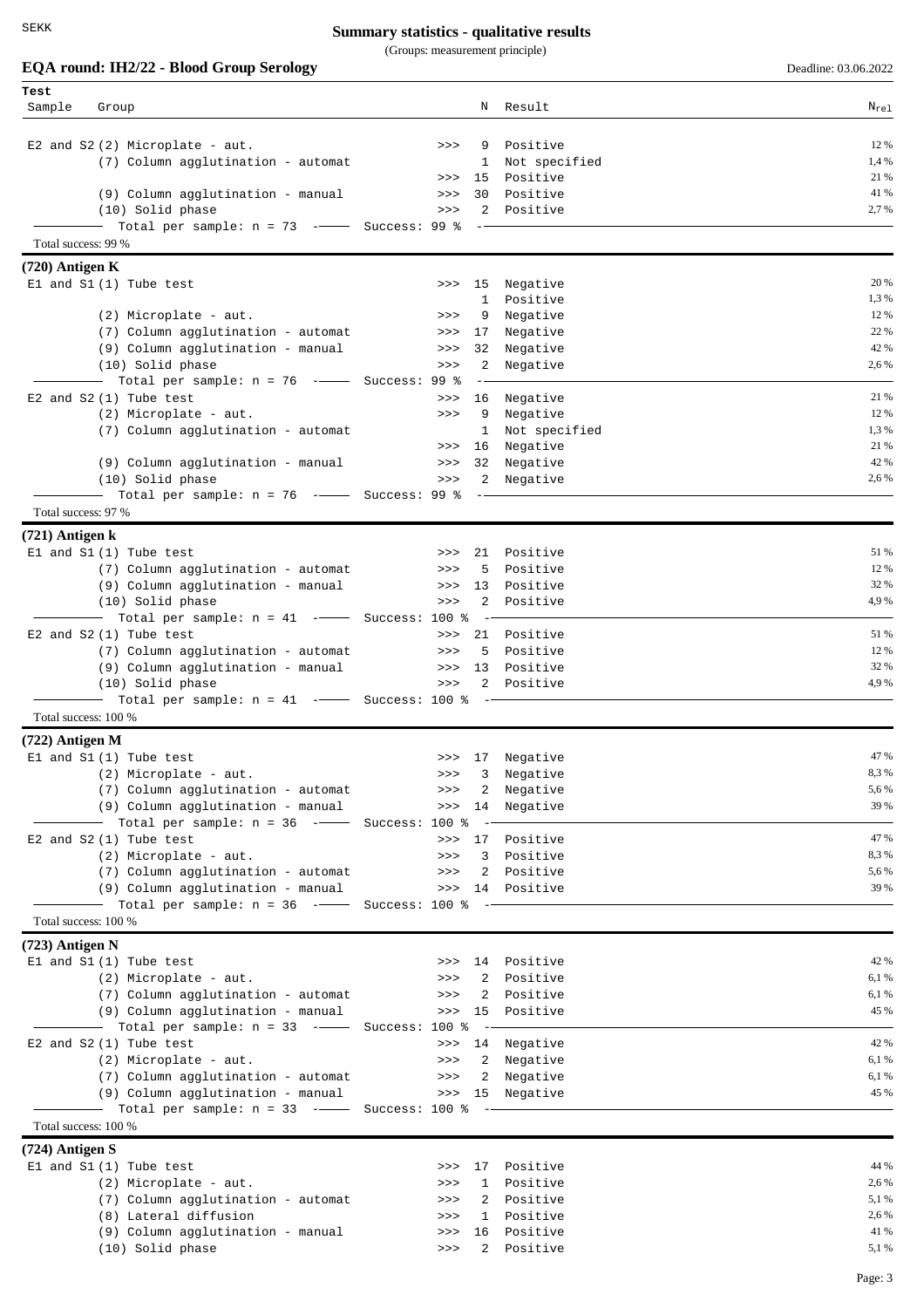# Summary statistics - qualitative results

(Groups: measurement principle)

## EQA round: IH2/22 - Blood Group Serology

Deadline: 03.06.2022

| Test Sample | Group | | N | Result | N_rel |
|---|---|---|---|---|---|
| E2 and S2 | (2) Microplate - aut. | >>> | 9 | Positive | 12 % |
| | (7) Column agglutination - automat | | 1 | Not specified | 1,4 % |
| | | >>> | 15 | Positive | 21 % |
| | (9) Column agglutination - manual | >>> | 30 | Positive | 41 % |
| | (10) Solid phase | >>> | 2 | Positive | 2,7 % |
| | Total per sample: n = 73 — Success: 99 % | | | | |

Total success: 99 %

### (720) Antigen K

| Test Sample | Group | | N | Result | N_rel |
|---|---|---|---|---|---|
| E1 and S1 | (1) Tube test | >>> | 15 | Negative | 20 % |
| | | | 1 | Positive | 1,3 % |
| | (2) Microplate - aut. | >>> | 9 | Negative | 12 % |
| | (7) Column agglutination - automat | >>> | 17 | Negative | 22 % |
| | (9) Column agglutination - manual | >>> | 32 | Negative | 42 % |
| | (10) Solid phase | >>> | 2 | Negative | 2,6 % |
| | Total per sample: n = 76 — Success: 99 % | | | | |
| E2 and S2 | (1) Tube test | >>> | 16 | Negative | 21 % |
| | (2) Microplate - aut. | >>> | 9 | Negative | 12 % |
| | (7) Column agglutination - automat | | 1 | Not specified | 1,3 % |
| | | >>> | 16 | Negative | 21 % |
| | (9) Column agglutination - manual | >>> | 32 | Negative | 42 % |
| | (10) Solid phase | >>> | 2 | Negative | 2,6 % |
| | Total per sample: n = 76 — Success: 99 % | | | | |

Total success: 97 %

### (721) Antigen k

| Test Sample | Group | | N | Result | N_rel |
|---|---|---|---|---|---|
| E1 and S1 | (1) Tube test | >>> | 21 | Positive | 51 % |
| | (7) Column agglutination - automat | >>> | 5 | Positive | 12 % |
| | (9) Column agglutination - manual | >>> | 13 | Positive | 32 % |
| | (10) Solid phase | >>> | 2 | Positive | 4,9 % |
| | Total per sample: n = 41 — Success: 100 % | | | | |
| E2 and S2 | (1) Tube test | >>> | 21 | Positive | 51 % |
| | (7) Column agglutination - automat | >>> | 5 | Positive | 12 % |
| | (9) Column agglutination - manual | >>> | 13 | Positive | 32 % |
| | (10) Solid phase | >>> | 2 | Positive | 4,9 % |
| | Total per sample: n = 41 — Success: 100 % | | | | |

Total success: 100 %

### (722) Antigen M

| Test Sample | Group | | N | Result | N_rel |
|---|---|---|---|---|---|
| E1 and S1 | (1) Tube test | >>> | 17 | Negative | 47 % |
| | (2) Microplate - aut. | >>> | 3 | Negative | 8,3 % |
| | (7) Column agglutination - automat | >>> | 2 | Negative | 5,6 % |
| | (9) Column agglutination - manual | >>> | 14 | Negative | 39 % |
| | Total per sample: n = 36 — Success: 100 % | | | | |
| E2 and S2 | (1) Tube test | >>> | 17 | Positive | 47 % |
| | (2) Microplate - aut. | >>> | 3 | Positive | 8,3 % |
| | (7) Column agglutination - automat | >>> | 2 | Positive | 5,6 % |
| | (9) Column agglutination - manual | >>> | 14 | Positive | 39 % |
| | Total per sample: n = 36 — Success: 100 % | | | | |

Total success: 100 %

### (723) Antigen N

| Test Sample | Group | | N | Result | N_rel |
|---|---|---|---|---|---|
| E1 and S1 | (1) Tube test | >>> | 14 | Positive | 42 % |
| | (2) Microplate - aut. | >>> | 2 | Positive | 6,1 % |
| | (7) Column agglutination - automat | >>> | 2 | Positive | 6,1 % |
| | (9) Column agglutination - manual | >>> | 15 | Positive | 45 % |
| | Total per sample: n = 33 — Success: 100 % | | | | |
| E2 and S2 | (1) Tube test | >>> | 14 | Negative | 42 % |
| | (2) Microplate - aut. | >>> | 2 | Negative | 6,1 % |
| | (7) Column agglutination - automat | >>> | 2 | Negative | 6,1 % |
| | (9) Column agglutination - manual | >>> | 15 | Negative | 45 % |
| | Total per sample: n = 33 — Success: 100 % | | | | |

Total success: 100 %

### (724) Antigen S

| Test Sample | Group | | N | Result | N_rel |
|---|---|---|---|---|---|
| E1 and S1 | (1) Tube test | >>> | 17 | Positive | 44 % |
| | (2) Microplate - aut. | >>> | 1 | Positive | 2,6 % |
| | (7) Column agglutination - automat | >>> | 2 | Positive | 5,1 % |
| | (8) Lateral diffusion | >>> | 1 | Positive | 2,6 % |
| | (9) Column agglutination - manual | >>> | 16 | Positive | 41 % |
| | (10) Solid phase | >>> | 2 | Positive | 5,1 % |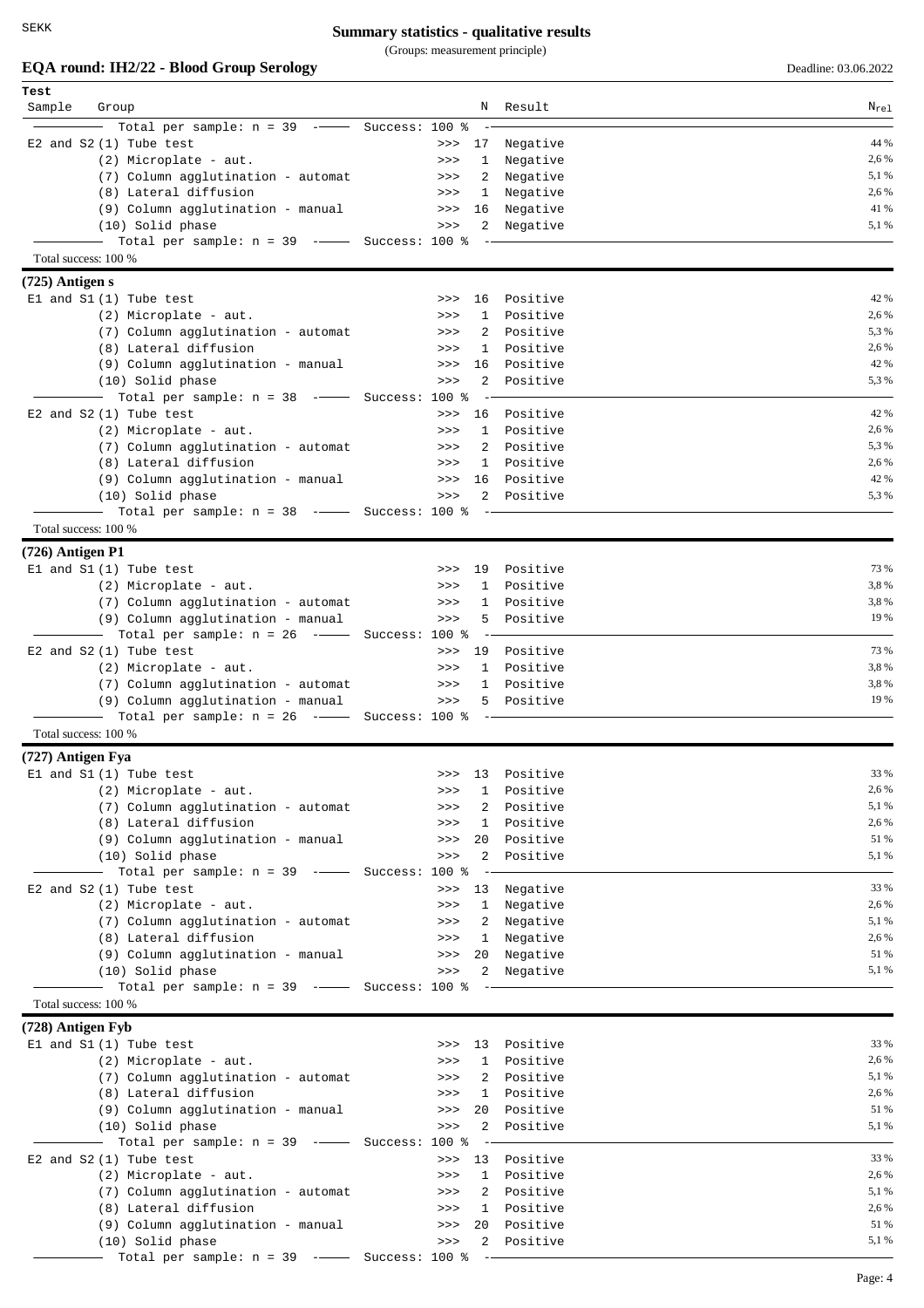**Summary statistics - qualitative results**

(Groups: measurement principle)

**EQA round: IH2/22 - Blood Group Serology**

Deadline: 03.06.2022

| Sample | Group | | N | Result | $N_{rel}$ |
|---|---|---|---|---|---|
| | Total per sample: n = 39 | Success: 100 % | | | |
| E2 and S2 | (1) Tube test | >>> | 17 | Negative | 44 % |
| | (2) Microplate - aut. | >>> | 1 | Negative | 2,6 % |
| | (7) Column agglutination - automat | >>> | 2 | Negative | 5,1 % |
| | (8) Lateral diffusion | >>> | 1 | Negative | 2,6 % |
| | (9) Column agglutination - manual | >>> | 16 | Negative | 41 % |
| | (10) Solid phase | >>> | 2 | Negative | 5,1 % |
| | Total per sample: n = 39 | Success: 100 % | | | |

Total success: 100 %

**(725) Antigen s**

| Sample | Group | | N | Result | $N_{rel}$ |
|---|---|---|---|---|---|
| E1 and S1 | (1) Tube test | >>> | 16 | Positive | 42 % |
| | (2) Microplate - aut. | >>> | 1 | Positive | 2,6 % |
| | (7) Column agglutination - automat | >>> | 2 | Positive | 5,3 % |
| | (8) Lateral diffusion | >>> | 1 | Positive | 2,6 % |
| | (9) Column agglutination - manual | >>> | 16 | Positive | 42 % |
| | (10) Solid phase | >>> | 2 | Positive | 5,3 % |
| | Total per sample: n = 38 | Success: 100 % | | | |
| E2 and S2 | (1) Tube test | >>> | 16 | Positive | 42 % |
| | (2) Microplate - aut. | >>> | 1 | Positive | 2,6 % |
| | (7) Column agglutination - automat | >>> | 2 | Positive | 5,3 % |
| | (8) Lateral diffusion | >>> | 1 | Positive | 2,6 % |
| | (9) Column agglutination - manual | >>> | 16 | Positive | 42 % |
| | (10) Solid phase | >>> | 2 | Positive | 5,3 % |
| | Total per sample: n = 38 | Success: 100 % | | | |

Total success: 100 %

**(726) Antigen P1**

| Sample | Group | | N | Result | $N_{rel}$ |
|---|---|---|---|---|---|
| E1 and S1 | (1) Tube test | >>> | 19 | Positive | 73 % |
| | (2) Microplate - aut. | >>> | 1 | Positive | 3,8 % |
| | (7) Column agglutination - automat | >>> | 1 | Positive | 3,8 % |
| | (9) Column agglutination - manual | >>> | 5 | Positive | 19 % |
| | Total per sample: n = 26 | Success: 100 % | | | |
| E2 and S2 | (1) Tube test | >>> | 19 | Positive | 73 % |
| | (2) Microplate - aut. | >>> | 1 | Positive | 3,8 % |
| | (7) Column agglutination - automat | >>> | 1 | Positive | 3,8 % |
| | (9) Column agglutination - manual | >>> | 5 | Positive | 19 % |
| | Total per sample: n = 26 | Success: 100 % | | | |

Total success: 100 %

**(727) Antigen Fya**

| Sample | Group | | N | Result | $N_{rel}$ |
|---|---|---|---|---|---|
| E1 and S1 | (1) Tube test | >>> | 13 | Positive | 33 % |
| | (2) Microplate - aut. | >>> | 1 | Positive | 2,6 % |
| | (7) Column agglutination - automat | >>> | 2 | Positive | 5,1 % |
| | (8) Lateral diffusion | >>> | 1 | Positive | 2,6 % |
| | (9) Column agglutination - manual | >>> | 20 | Positive | 51 % |
| | (10) Solid phase | >>> | 2 | Positive | 5,1 % |
| | Total per sample: n = 39 | Success: 100 % | | | |
| E2 and S2 | (1) Tube test | >>> | 13 | Negative | 33 % |
| | (2) Microplate - aut. | >>> | 1 | Negative | 2,6 % |
| | (7) Column agglutination - automat | >>> | 2 | Negative | 5,1 % |
| | (8) Lateral diffusion | >>> | 1 | Negative | 2,6 % |
| | (9) Column agglutination - manual | >>> | 20 | Negative | 51 % |
| | (10) Solid phase | >>> | 2 | Negative | 5,1 % |
| | Total per sample: n = 39 | Success: 100 % | | | |

Total success: 100 %

**(728) Antigen Fyb**

| Sample | Group | | N | Result | $N_{rel}$ |
|---|---|---|---|---|---|
| E1 and S1 | (1) Tube test | >>> | 13 | Positive | 33 % |
| | (2) Microplate - aut. | >>> | 1 | Positive | 2,6 % |
| | (7) Column agglutination - automat | >>> | 2 | Positive | 5,1 % |
| | (8) Lateral diffusion | >>> | 1 | Positive | 2,6 % |
| | (9) Column agglutination - manual | >>> | 20 | Positive | 51 % |
| | (10) Solid phase | >>> | 2 | Positive | 5,1 % |
| | Total per sample: n = 39 | Success: 100 % | | | |
| E2 and S2 | (1) Tube test | >>> | 13 | Positive | 33 % |
| | (2) Microplate - aut. | >>> | 1 | Positive | 2,6 % |
| | (7) Column agglutination - automat | >>> | 2 | Positive | 5,1 % |
| | (8) Lateral diffusion | >>> | 1 | Positive | 2,6 % |
| | (9) Column agglutination - manual | >>> | 20 | Positive | 51 % |
| | (10) Solid phase | >>> | 2 | Positive | 5,1 % |
| | Total per sample: n = 39 | Success: 100 % | | | |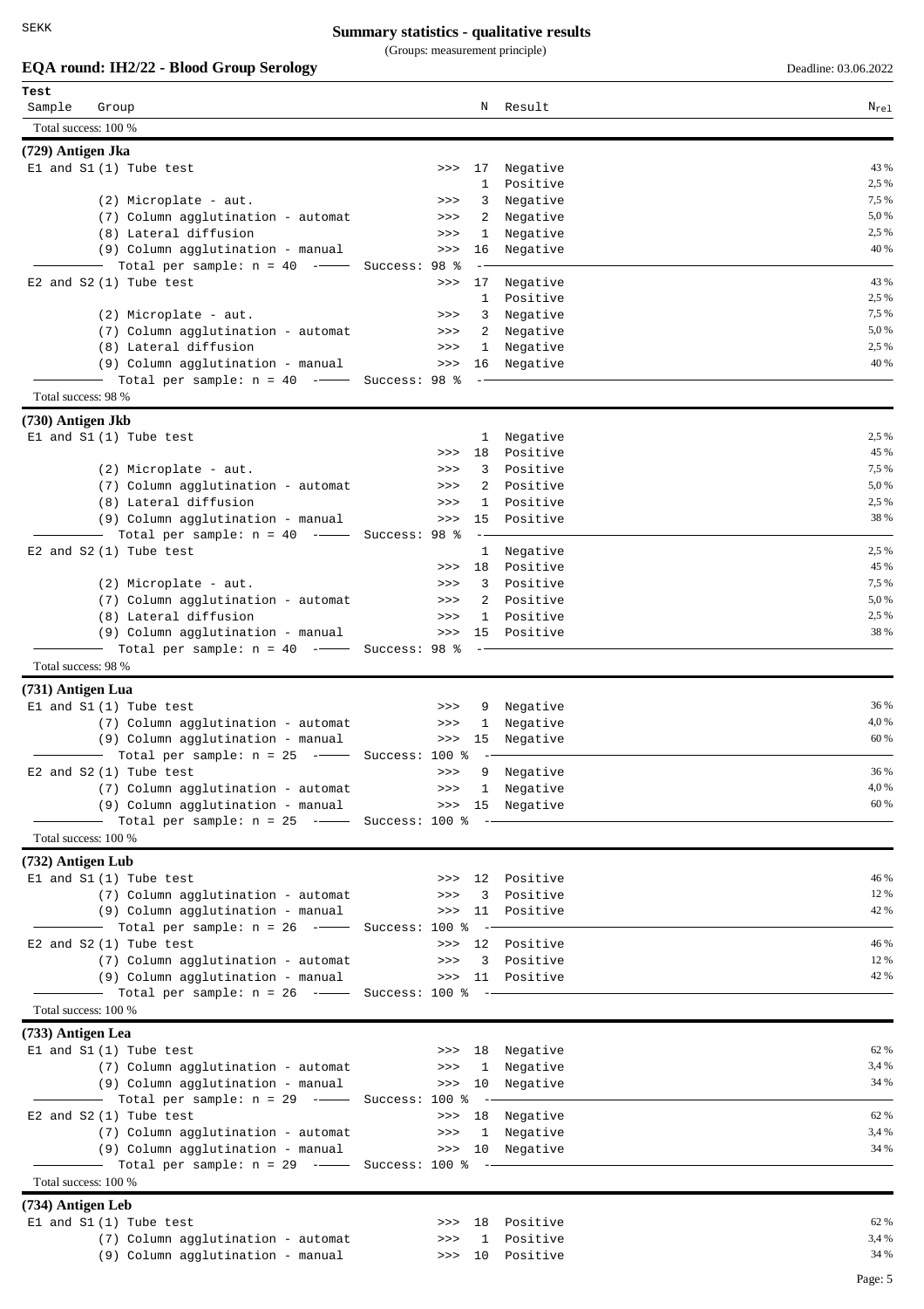SEKK

## Summary statistics - qualitative results

(Groups: measurement principle)

### EQA round: IH2/22 - Blood Group Serology

Deadline: 03.06.2022

| Test Sample | Group | | N | Result | $N_{rel}$ |
|---|---|---|---|---|---|
| Total success: 100 % | | | | | |

**(729) Antigen Jka**

| Sample | Group | | N | Result | $N_{rel}$ |
|---|---|---|---|---|---|
| E1 and S1 | (1) Tube test | >>> | 17 | Negative | 43 % |
| | | | 1 | Positive | 2,5 % |
| | (2) Microplate - aut. | >>> | 3 | Negative | 7,5 % |
| | (7) Column agglutination - automat | >>> | 2 | Negative | 5,0 % |
| | (8) Lateral diffusion | >>> | 1 | Negative | 2,5 % |
| | (9) Column agglutination - manual | >>> | 16 | Negative | 40 % |
| | Total per sample: n = 40 | Success: 98 % | | | |
| E2 and S2 | (1) Tube test | >>> | 17 | Negative | 43 % |
| | | | 1 | Positive | 2,5 % |
| | (2) Microplate - aut. | >>> | 3 | Negative | 7,5 % |
| | (7) Column agglutination - automat | >>> | 2 | Negative | 5,0 % |
| | (8) Lateral diffusion | >>> | 1 | Negative | 2,5 % |
| | (9) Column agglutination - manual | >>> | 16 | Negative | 40 % |
| | Total per sample: n = 40 | Success: 98 % | | | |

Total success: 98 %

**(730) Antigen Jkb**

| Sample | Group | | N | Result | $N_{rel}$ |
|---|---|---|---|---|---|
| E1 and S1 | (1) Tube test | | 1 | Negative | 2,5 % |
| | | >>> | 18 | Positive | 45 % |
| | (2) Microplate - aut. | >>> | 3 | Positive | 7,5 % |
| | (7) Column agglutination - automat | >>> | 2 | Positive | 5,0 % |
| | (8) Lateral diffusion | >>> | 1 | Positive | 2,5 % |
| | (9) Column agglutination - manual | >>> | 15 | Positive | 38 % |
| | Total per sample: n = 40 | Success: 98 % | | | |
| E2 and S2 | (1) Tube test | | 1 | Negative | 2,5 % |
| | | >>> | 18 | Positive | 45 % |
| | (2) Microplate - aut. | >>> | 3 | Positive | 7,5 % |
| | (7) Column agglutination - automat | >>> | 2 | Positive | 5,0 % |
| | (8) Lateral diffusion | >>> | 1 | Positive | 2,5 % |
| | (9) Column agglutination - manual | >>> | 15 | Positive | 38 % |
| | Total per sample: n = 40 | Success: 98 % | | | |

Total success: 98 %

**(731) Antigen Lua**

| Sample | Group | | N | Result | $N_{rel}$ |
|---|---|---|---|---|---|
| E1 and S1 | (1) Tube test | >>> | 9 | Negative | 36 % |
| | (7) Column agglutination - automat | >>> | 1 | Negative | 4,0 % |
| | (9) Column agglutination - manual | >>> | 15 | Negative | 60 % |
| | Total per sample: n = 25 | Success: 100 % | | | |
| E2 and S2 | (1) Tube test | >>> | 9 | Negative | 36 % |
| | (7) Column agglutination - automat | >>> | 1 | Negative | 4,0 % |
| | (9) Column agglutination - manual | >>> | 15 | Negative | 60 % |
| | Total per sample: n = 25 | Success: 100 % | | | |

Total success: 100 %

**(732) Antigen Lub**

| Sample | Group | | N | Result | $N_{rel}$ |
|---|---|---|---|---|---|
| E1 and S1 | (1) Tube test | >>> | 12 | Positive | 46 % |
| | (7) Column agglutination - automat | >>> | 3 | Positive | 12 % |
| | (9) Column agglutination - manual | >>> | 11 | Positive | 42 % |
| | Total per sample: n = 26 | Success: 100 % | | | |
| E2 and S2 | (1) Tube test | >>> | 12 | Positive | 46 % |
| | (7) Column agglutination - automat | >>> | 3 | Positive | 12 % |
| | (9) Column agglutination - manual | >>> | 11 | Positive | 42 % |
| | Total per sample: n = 26 | Success: 100 % | | | |

Total success: 100 %

**(733) Antigen Lea**

| Sample | Group | | N | Result | $N_{rel}$ |
|---|---|---|---|---|---|
| E1 and S1 | (1) Tube test | >>> | 18 | Negative | 62 % |
| | (7) Column agglutination - automat | >>> | 1 | Negative | 3,4 % |
| | (9) Column agglutination - manual | >>> | 10 | Negative | 34 % |
| | Total per sample: n = 29 | Success: 100 % | | | |
| E2 and S2 | (1) Tube test | >>> | 18 | Negative | 62 % |
| | (7) Column agglutination - automat | >>> | 1 | Negative | 3,4 % |
| | (9) Column agglutination - manual | >>> | 10 | Negative | 34 % |
| | Total per sample: n = 29 | Success: 100 % | | | |

Total success: 100 %

**(734) Antigen Leb**

| Sample | Group | | N | Result | $N_{rel}$ |
|---|---|---|---|---|---|
| E1 and S1 | (1) Tube test | >>> | 18 | Positive | 62 % |
| | (7) Column agglutination - automat | >>> | 1 | Positive | 3,4 % |
| | (9) Column agglutination - manual | >>> | 10 | Positive | 34 % |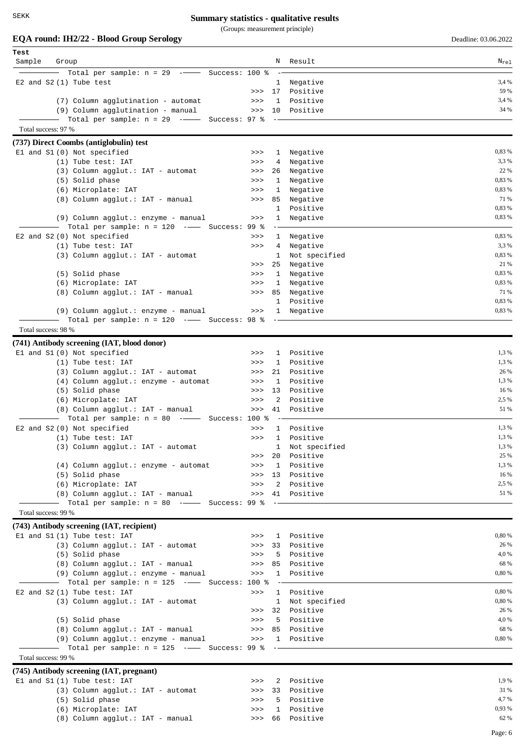# Summary statistics - qualitative results

(Groups: measurement principle)

## EQA round: IH2/22 - Blood Group Serology

Deadline: 03.06.2022

| Test Sample | Group | | N | Result | N_rel |
|---|---|---|---|---|---|
| | Total per sample: n = 29 — Success: 100 % | | | | |
| E2 and S2 | (1) Tube test | | 1 | Negative | 3,4 % |
| | | >>> | 17 | Positive | 59 % |
| | (7) Column agglutination - automat | >>> | 1 | Positive | 3,4 % |
| | (9) Column agglutination - manual | >>> | 10 | Positive | 34 % |
| | Total per sample: n = 29 — Success: 97 % | | | | |

Total success: 97 %

### (737) Direct Coombs (antiglobulin) test

| Sample | Group | | N | Result | N_rel |
|---|---|---|---|---|---|
| E1 and S1 | (0) Not specified | >>> | 1 | Negative | 0,83 % |
| | (1) Tube test: IAT | >>> | 4 | Negative | 3,3 % |
| | (3) Column agglut.: IAT - automat | >>> | 26 | Negative | 22 % |
| | (5) Solid phase | >>> | 1 | Negative | 0,83 % |
| | (6) Microplate: IAT | >>> | 1 | Negative | 0,83 % |
| | (8) Column agglut.: IAT - manual | >>> | 85 | Negative | 71 % |
| | | | 1 | Positive | 0,83 % |
| | (9) Column agglut.: enzyme - manual | >>> | 1 | Negative | 0,83 % |
| | Total per sample: n = 120 — Success: 99 % | | | | |
| E2 and S2 | (0) Not specified | >>> | 1 | Negative | 0,83 % |
| | (1) Tube test: IAT | >>> | 4 | Negative | 3,3 % |
| | (3) Column agglut.: IAT - automat | | 1 | Not specified | 0,83 % |
| | | >>> | 25 | Negative | 21 % |
| | (5) Solid phase | >>> | 1 | Negative | 0,83 % |
| | (6) Microplate: IAT | >>> | 1 | Negative | 0,83 % |
| | (8) Column agglut.: IAT - manual | >>> | 85 | Negative | 71 % |
| | | | 1 | Positive | 0,83 % |
| | (9) Column agglut.: enzyme - manual | >>> | 1 | Negative | 0,83 % |
| | Total per sample: n = 120 — Success: 98 % | | | | |

Total success: 98 %

### (741) Antibody screening (IAT, blood donor)

| Sample | Group | | N | Result | N_rel |
|---|---|---|---|---|---|
| E1 and S1 | (0) Not specified | >>> | 1 | Positive | 1,3 % |
| | (1) Tube test: IAT | >>> | 1 | Positive | 1,3 % |
| | (3) Column agglut.: IAT - automat | >>> | 21 | Positive | 26 % |
| | (4) Column agglut.: enzyme - automat | >>> | 1 | Positive | 1,3 % |
| | (5) Solid phase | >>> | 13 | Positive | 16 % |
| | (6) Microplate: IAT | >>> | 2 | Positive | 2,5 % |
| | (8) Column agglut.: IAT - manual | >>> | 41 | Positive | 51 % |
| | Total per sample: n = 80 — Success: 100 % | | | | |
| E2 and S2 | (0) Not specified | >>> | 1 | Positive | 1,3 % |
| | (1) Tube test: IAT | >>> | 1 | Positive | 1,3 % |
| | (3) Column agglut.: IAT - automat | | 1 | Not specified | 1,3 % |
| | | >>> | 20 | Positive | 25 % |
| | (4) Column agglut.: enzyme - automat | >>> | 1 | Positive | 1,3 % |
| | (5) Solid phase | >>> | 13 | Positive | 16 % |
| | (6) Microplate: IAT | >>> | 2 | Positive | 2,5 % |
| | (8) Column agglut.: IAT - manual | >>> | 41 | Positive | 51 % |
| | Total per sample: n = 80 — Success: 99 % | | | | |

Total success: 99 %

### (743) Antibody screening (IAT, recipient)

| Sample | Group | | N | Result | N_rel |
|---|---|---|---|---|---|
| E1 and S1 | (1) Tube test: IAT | >>> | 1 | Positive | 0,80 % |
| | (3) Column agglut.: IAT - automat | >>> | 33 | Positive | 26 % |
| | (5) Solid phase | >>> | 5 | Positive | 4,0 % |
| | (8) Column agglut.: IAT - manual | >>> | 85 | Positive | 68 % |
| | (9) Column agglut.: enzyme - manual | >>> | 1 | Positive | 0,80 % |
| | Total per sample: n = 125 — Success: 100 % | | | | |
| E2 and S2 | (1) Tube test: IAT | >>> | 1 | Positive | 0,80 % |
| | (3) Column agglut.: IAT - automat | | 1 | Not specified | 0,80 % |
| | | >>> | 32 | Positive | 26 % |
| | (5) Solid phase | >>> | 5 | Positive | 4,0 % |
| | (8) Column agglut.: IAT - manual | >>> | 85 | Positive | 68 % |
| | (9) Column agglut.: enzyme - manual | >>> | 1 | Positive | 0,80 % |
| | Total per sample: n = 125 — Success: 99 % | | | | |

Total success: 99 %

### (745) Antibody screening (IAT, pregnant)

| Sample | Group | | N | Result | N_rel |
|---|---|---|---|---|---|
| E1 and S1 | (1) Tube test: IAT | >>> | 2 | Positive | 1,9 % |
| | (3) Column agglut.: IAT - automat | >>> | 33 | Positive | 31 % |
| | (5) Solid phase | >>> | 5 | Positive | 4,7 % |
| | (6) Microplate: IAT | >>> | 1 | Positive | 0,93 % |
| | (8) Column agglut.: IAT - manual | >>> | 66 | Positive | 62 % |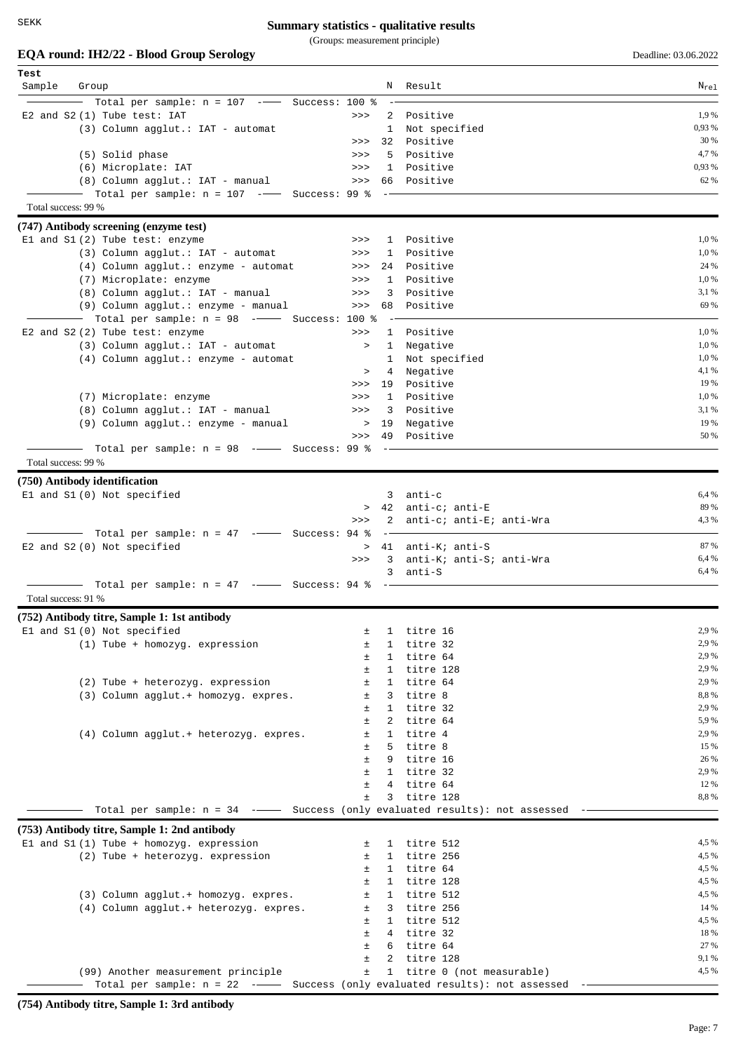# Summary statistics - qualitative results

(Groups: measurement principle)

**EQA round: IH2/22 - Blood Group Serology** — Deadline: 03.06.2022

| Sample | Group | | N | Result | N<sub>rel</sub> |
|---|---|---|---|---|---|
| | Total per sample: n = 107 — Success: 100 % | | | | |
| E2 and S2 | (1) Tube test: IAT | >>> | 2 | Positive | 1,9 % |
| | (3) Column agglut.: IAT - automat | | 1 | Not specified | 0,93 % |
| | | >>> | 32 | Positive | 30 % |
| | (5) Solid phase | >>> | 5 | Positive | 4,7 % |
| | (6) Microplate: IAT | >>> | 1 | Positive | 0,93 % |
| | (8) Column agglut.: IAT - manual | >>> | 66 | Positive | 62 % |
| | Total per sample: n = 107 — Success: 99 % | | | | |

Total success: 99 %

## (747) Antibody screening (enzyme test)

| Sample | Group | | N | Result | N<sub>rel</sub> |
|---|---|---|---|---|---|
| E1 and S1 | (2) Tube test: enzyme | >>> | 1 | Positive | 1,0 % |
| | (3) Column agglut.: IAT - automat | >>> | 1 | Positive | 1,0 % |
| | (4) Column agglut.: enzyme - automat | >>> | 24 | Positive | 24 % |
| | (7) Microplate: enzyme | >>> | 1 | Positive | 1,0 % |
| | (8) Column agglut.: IAT - manual | >>> | 3 | Positive | 3,1 % |
| | (9) Column agglut.: enzyme - manual | >>> | 68 | Positive | 69 % |
| | Total per sample: n = 98 — Success: 100 % | | | | |
| E2 and S2 | (2) Tube test: enzyme | >>> | 1 | Positive | 1,0 % |
| | (3) Column agglut.: IAT - automat | > | 1 | Negative | 1,0 % |
| | (4) Column agglut.: enzyme - automat | | 1 | Not specified | 1,0 % |
| | | > | 4 | Negative | 4,1 % |
| | | >>> | 19 | Positive | 19 % |
| | (7) Microplate: enzyme | >>> | 1 | Positive | 1,0 % |
| | (8) Column agglut.: IAT - manual | >>> | 3 | Positive | 3,1 % |
| | (9) Column agglut.: enzyme - manual | > | 19 | Negative | 19 % |
| | | >>> | 49 | Positive | 50 % |
| | Total per sample: n = 98 — Success: 99 % | | | | |

Total success: 99 %

## (750) Antibody identification

| Sample | Group | | N | Result | N<sub>rel</sub> |
|---|---|---|---|---|---|
| E1 and S1 | (0) Not specified | | 3 | anti-c | 6,4 % |
| | | > | 42 | anti-c; anti-E | 89 % |
| | | >>> | 2 | anti-c; anti-E; anti-Wra | 4,3 % |
| | Total per sample: n = 47 — Success: 94 % | | | | |
| E2 and S2 | (0) Not specified | > | 41 | anti-K; anti-S | 87 % |
| | | >>> | 3 | anti-K; anti-S; anti-Wra | 6,4 % |
| | | | 3 | anti-S | 6,4 % |
| | Total per sample: n = 47 — Success: 94 % | | | | |

Total success: 91 %

## (752) Antibody titre, Sample 1: 1st antibody

| Sample | Group | | N | Result | N<sub>rel</sub> |
|---|---|---|---|---|---|
| E1 and S1 | (0) Not specified | ± | 1 | titre 16 | 2,9 % |
| | (1) Tube + homozyg. expression | ± | 1 | titre 32 | 2,9 % |
| | | ± | 1 | titre 64 | 2,9 % |
| | | ± | 1 | titre 128 | 2,9 % |
| | (2) Tube + heterozyg. expression | ± | 1 | titre 64 | 2,9 % |
| | (3) Column agglut.+ homozyg. expres. | ± | 3 | titre 8 | 8,8 % |
| | | ± | 1 | titre 32 | 2,9 % |
| | | ± | 2 | titre 64 | 5,9 % |
| | (4) Column agglut.+ heterozyg. expres. | ± | 1 | titre 4 | 2,9 % |
| | | ± | 5 | titre 8 | 15 % |
| | | ± | 9 | titre 16 | 26 % |
| | | ± | 1 | titre 32 | 2,9 % |
| | | ± | 4 | titre 64 | 12 % |
| | | ± | 3 | titre 128 | 8,8 % |
| | Total per sample: n = 34 — Success (only evaluated results): not assessed | | | | |

## (753) Antibody titre, Sample 1: 2nd antibody

| Sample | Group | | N | Result | N<sub>rel</sub> |
|---|---|---|---|---|---|
| E1 and S1 | (1) Tube + homozyg. expression | ± | 1 | titre 512 | 4,5 % |
| | (2) Tube + heterozyg. expression | ± | 1 | titre 256 | 4,5 % |
| | | ± | 1 | titre 64 | 4,5 % |
| | | ± | 1 | titre 128 | 4,5 % |
| | (3) Column agglut.+ homozyg. expres. | ± | 1 | titre 512 | 4,5 % |
| | (4) Column agglut.+ heterozyg. expres. | ± | 3 | titre 256 | 14 % |
| | | ± | 1 | titre 512 | 4,5 % |
| | | ± | 4 | titre 32 | 18 % |
| | | ± | 6 | titre 64 | 27 % |
| | | ± | 2 | titre 128 | 9,1 % |
| | (99) Another measurement principle | ± | 1 | titre 0 (not measurable) | 4,5 % |
| | Total per sample: n = 22 — Success (only evaluated results): not assessed | | | | |

## (754) Antibody titre, Sample 1: 3rd antibody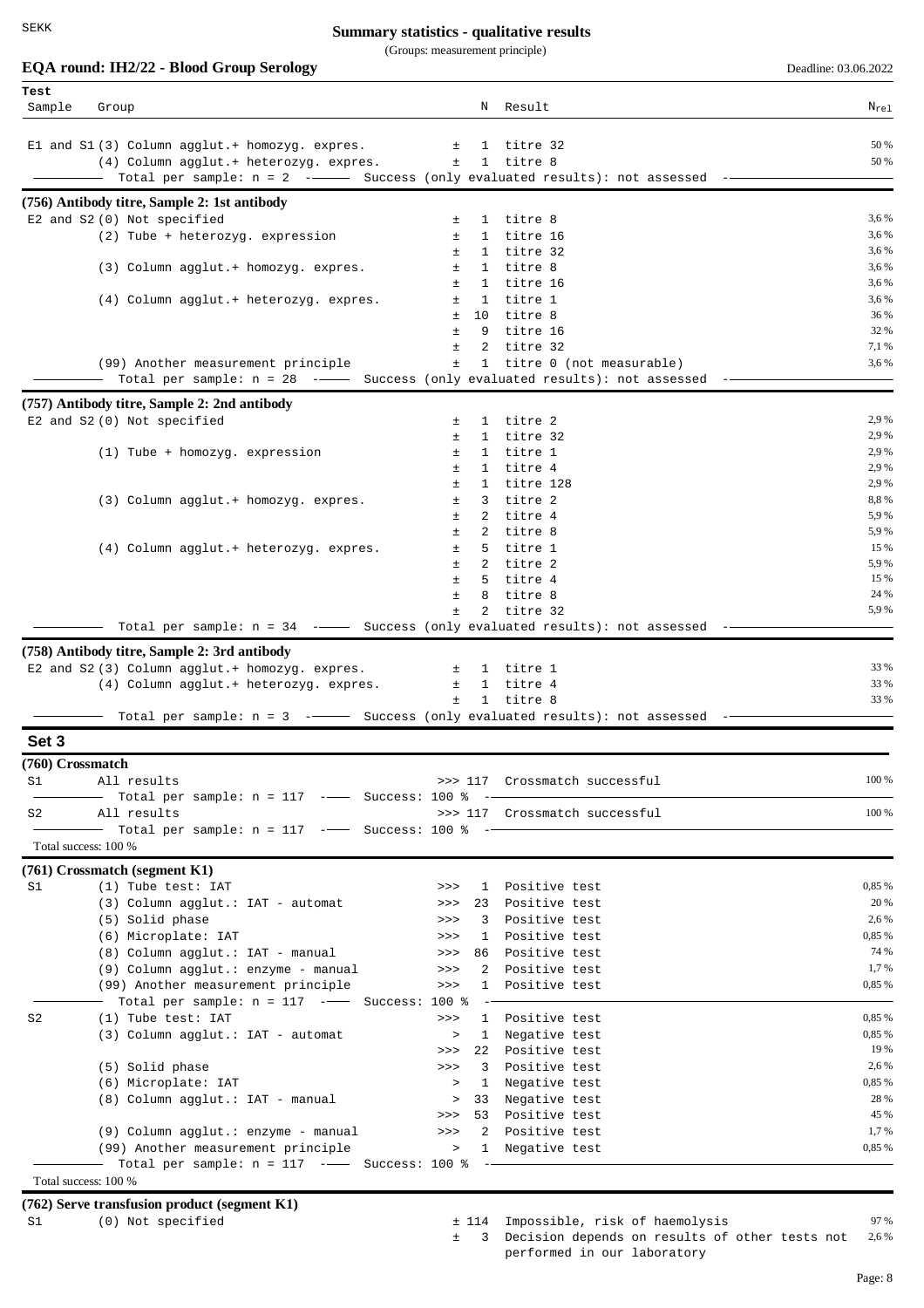## Summary statistics - qualitative results

(Groups: measurement principle)

**EQA round: IH2/22 - Blood Group Serology** Deadline: 03.06.2022

| Test Sample | Group | | N | Result | $N_{rel}$ |
|---|---|---|---|---|---|
| E1 and S1 | (3) Column agglut.+ homozyg. expres. | ± | 1 | titre 32 | 50 % |
| | (4) Column agglut.+ heterozyg. expres. | ± | 1 | titre 8 | 50 % |
| | Total per sample: n = 2 | | | Success (only evaluated results): not assessed | |

**(756) Antibody titre, Sample 2: 1st antibody**

| Sample | Group | | N | Result | $N_{rel}$ |
|---|---|---|---|---|---|
| E2 and S2 | (0) Not specified | ± | 1 | titre 8 | 3,6 % |
| | (2) Tube + heterozyg. expression | ± | 1 | titre 16 | 3,6 % |
| | | ± | 1 | titre 32 | 3,6 % |
| | (3) Column agglut.+ homozyg. expres. | ± | 1 | titre 8 | 3,6 % |
| | | ± | 1 | titre 16 | 3,6 % |
| | (4) Column agglut.+ heterozyg. expres. | ± | 1 | titre 1 | 3,6 % |
| | | ± | 10 | titre 8 | 36 % |
| | | ± | 9 | titre 16 | 32 % |
| | | ± | 2 | titre 32 | 7,1 % |
| | (99) Another measurement principle | ± | 1 | titre 0 (not measurable) | 3,6 % |
| | Total per sample: n = 28 | | | Success (only evaluated results): not assessed | |

**(757) Antibody titre, Sample 2: 2nd antibody**

| Sample | Group | | N | Result | $N_{rel}$ |
|---|---|---|---|---|---|
| E2 and S2 | (0) Not specified | ± | 1 | titre 2 | 2,9 % |
| | | ± | 1 | titre 32 | 2,9 % |
| | (1) Tube + homozyg. expression | ± | 1 | titre 1 | 2,9 % |
| | | ± | 1 | titre 4 | 2,9 % |
| | | ± | 1 | titre 128 | 2,9 % |
| | (3) Column agglut.+ homozyg. expres. | ± | 3 | titre 2 | 8,8 % |
| | | ± | 2 | titre 4 | 5,9 % |
| | | ± | 2 | titre 8 | 5,9 % |
| | (4) Column agglut.+ heterozyg. expres. | ± | 5 | titre 1 | 15 % |
| | | ± | 2 | titre 2 | 5,9 % |
| | | ± | 5 | titre 4 | 15 % |
| | | ± | 8 | titre 8 | 24 % |
| | | ± | 2 | titre 32 | 5,9 % |
| | Total per sample: n = 34 | | | Success (only evaluated results): not assessed | |

**(758) Antibody titre, Sample 2: 3rd antibody**

| Sample | Group | | N | Result | $N_{rel}$ |
|---|---|---|---|---|---|
| E2 and S2 | (3) Column agglut.+ homozyg. expres. | ± | 1 | titre 1 | 33 % |
| | (4) Column agglut.+ heterozyg. expres. | ± | 1 | titre 4 | 33 % |
| | | ± | 1 | titre 8 | 33 % |
| | Total per sample: n = 3 | | | Success (only evaluated results): not assessed | |

## Set 3

**(760) Crossmatch**

| Sample | Group | | N | Result | $N_{rel}$ |
|---|---|---|---|---|---|
| S1 | All results | >>> | 117 | Crossmatch successful | 100 % |
| | Total per sample: n = 117 | Success: 100 % | | | |
| S2 | All results | >>> | 117 | Crossmatch successful | 100 % |
| | Total per sample: n = 117 | Success: 100 % | | | |

Total success: 100 %

**(761) Crossmatch (segment K1)**

| Sample | Group | | N | Result | $N_{rel}$ |
|---|---|---|---|---|---|
| S1 | (1) Tube test: IAT | >>> | 1 | Positive test | 0,85 % |
| | (3) Column agglut.: IAT - automat | >>> | 23 | Positive test | 20 % |
| | (5) Solid phase | >>> | 3 | Positive test | 2,6 % |
| | (6) Microplate: IAT | >>> | 1 | Positive test | 0,85 % |
| | (8) Column agglut.: IAT - manual | >>> | 86 | Positive test | 74 % |
| | (9) Column agglut.: enzyme - manual | >>> | 2 | Positive test | 1,7 % |
| | (99) Another measurement principle | >>> | 1 | Positive test | 0,85 % |
| | Total per sample: n = 117 | Success: 100 % | | | |
| S2 | (1) Tube test: IAT | >>> | 1 | Positive test | 0,85 % |
| | (3) Column agglut.: IAT - automat | > | 1 | Negative test | 0,85 % |
| | | >>> | 22 | Positive test | 19 % |
| | (5) Solid phase | >>> | 3 | Positive test | 2,6 % |
| | (6) Microplate: IAT | > | 1 | Negative test | 0,85 % |
| | (8) Column agglut.: IAT - manual | > | 33 | Negative test | 28 % |
| | | >>> | 53 | Positive test | 45 % |
| | (9) Column agglut.: enzyme - manual | >>> | 2 | Positive test | 1,7 % |
| | (99) Another measurement principle | > | 1 | Negative test | 0,85 % |
| | Total per sample: n = 117 | Success: 100 % | | | |

Total success: 100 %

**(762) Serve transfusion product (segment K1)**

| Sample | Group | | N | Result | $N_{rel}$ |
|---|---|---|---|---|---|
| S1 | (0) Not specified | ± | 114 | Impossible, risk of haemolysis | 97 % |
| | | ± | 3 | Decision depends on results of other tests not performed in our laboratory | 2,6 % |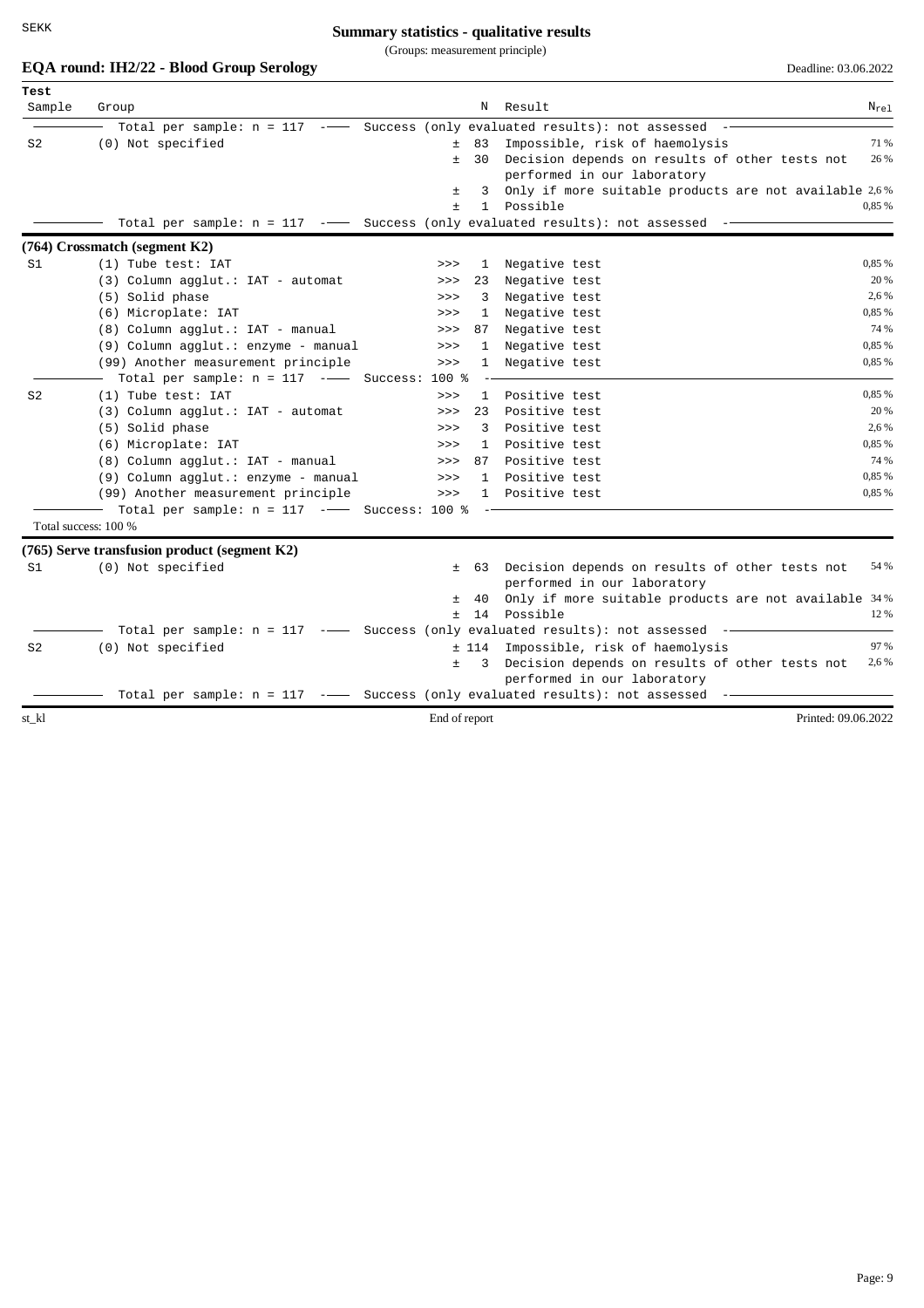SEKK

# Summary statistics - qualitative results

(Groups: measurement principle)

## EQA round: IH2/22 - Blood Group Serology

Deadline: 03.06.2022

| Test Sample | Group | | N | Result | $N_{rel}$ |
|---|---|---|---|---|---|
| | Total per sample: n = 117 — Success (only evaluated results): not assessed | | | | |
| S2 | (0) Not specified | ± | 83 | Impossible, risk of haemolysis | 71 % |
| | | ± | 30 | Decision depends on results of other tests not performed in our laboratory | 26 % |
| | | ± | 3 | Only if more suitable products are not available | 2,6 % |
| | | ± | 1 | Possible | 0,85 % |
| | Total per sample: n = 117 — Success (only evaluated results): not assessed | | | | |

### (764) Crossmatch (segment K2)

| Test Sample | Group | | N | Result | $N_{rel}$ |
|---|---|---|---|---|---|
| S1 | (1) Tube test: IAT | >>> | 1 | Negative test | 0,85 % |
| | (3) Column agglut.: IAT - automat | >>> | 23 | Negative test | 20 % |
| | (5) Solid phase | >>> | 3 | Negative test | 2,6 % |
| | (6) Microplate: IAT | >>> | 1 | Negative test | 0,85 % |
| | (8) Column agglut.: IAT - manual | >>> | 87 | Negative test | 74 % |
| | (9) Column agglut.: enzyme - manual | >>> | 1 | Negative test | 0,85 % |
| | (99) Another measurement principle | >>> | 1 | Negative test | 0,85 % |
| | Total per sample: n = 117 — Success: 100 % | | | | |
| S2 | (1) Tube test: IAT | >>> | 1 | Positive test | 0,85 % |
| | (3) Column agglut.: IAT - automat | >>> | 23 | Positive test | 20 % |
| | (5) Solid phase | >>> | 3 | Positive test | 2,6 % |
| | (6) Microplate: IAT | >>> | 1 | Positive test | 0,85 % |
| | (8) Column agglut.: IAT - manual | >>> | 87 | Positive test | 74 % |
| | (9) Column agglut.: enzyme - manual | >>> | 1 | Positive test | 0,85 % |
| | (99) Another measurement principle | >>> | 1 | Positive test | 0,85 % |
| | Total per sample: n = 117 — Success: 100 % | | | | |

Total success: 100 %

### (765) Serve transfusion product (segment K2)

| Test Sample | Group | | N | Result | $N_{rel}$ |
|---|---|---|---|---|---|
| S1 | (0) Not specified | ± | 63 | Decision depends on results of other tests not performed in our laboratory | 54 % |
| | | ± | 40 | Only if more suitable products are not available | 34 % |
| | | ± | 14 | Possible | 12 % |
| | Total per sample: n = 117 — Success (only evaluated results): not assessed | | | | |
| S2 | (0) Not specified | ± | 114 | Impossible, risk of haemolysis | 97 % |
| | | ± | 3 | Decision depends on results of other tests not performed in our laboratory | 2,6 % |
| | Total per sample: n = 117 — Success (only evaluated results): not assessed | | | | |

st_kl

End of report

Printed: 09.06.2022